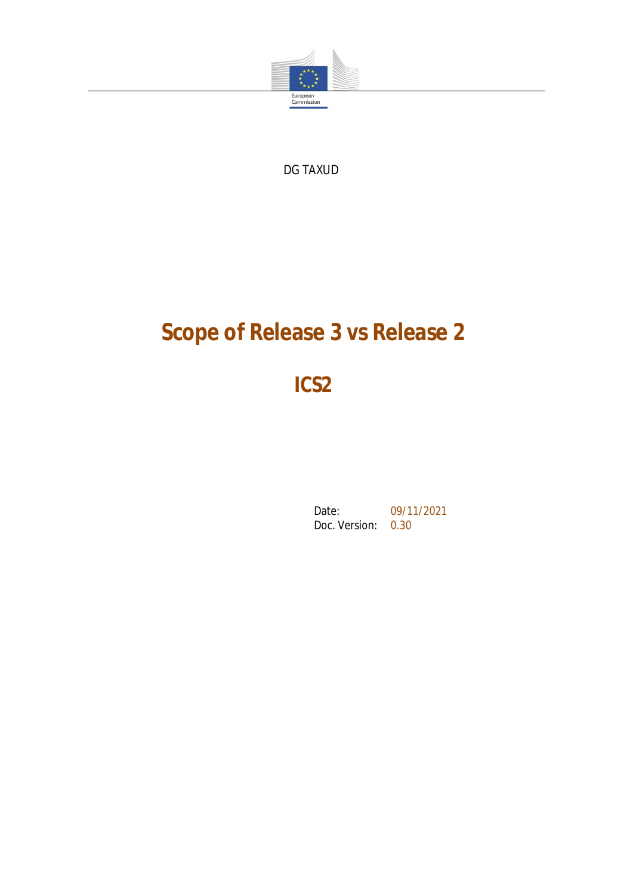European Commission

DG TAXUD

# Scope of Release 3 vs Release 2

# ICS2

Date: 09/11/2021
Doc. Version: 0.30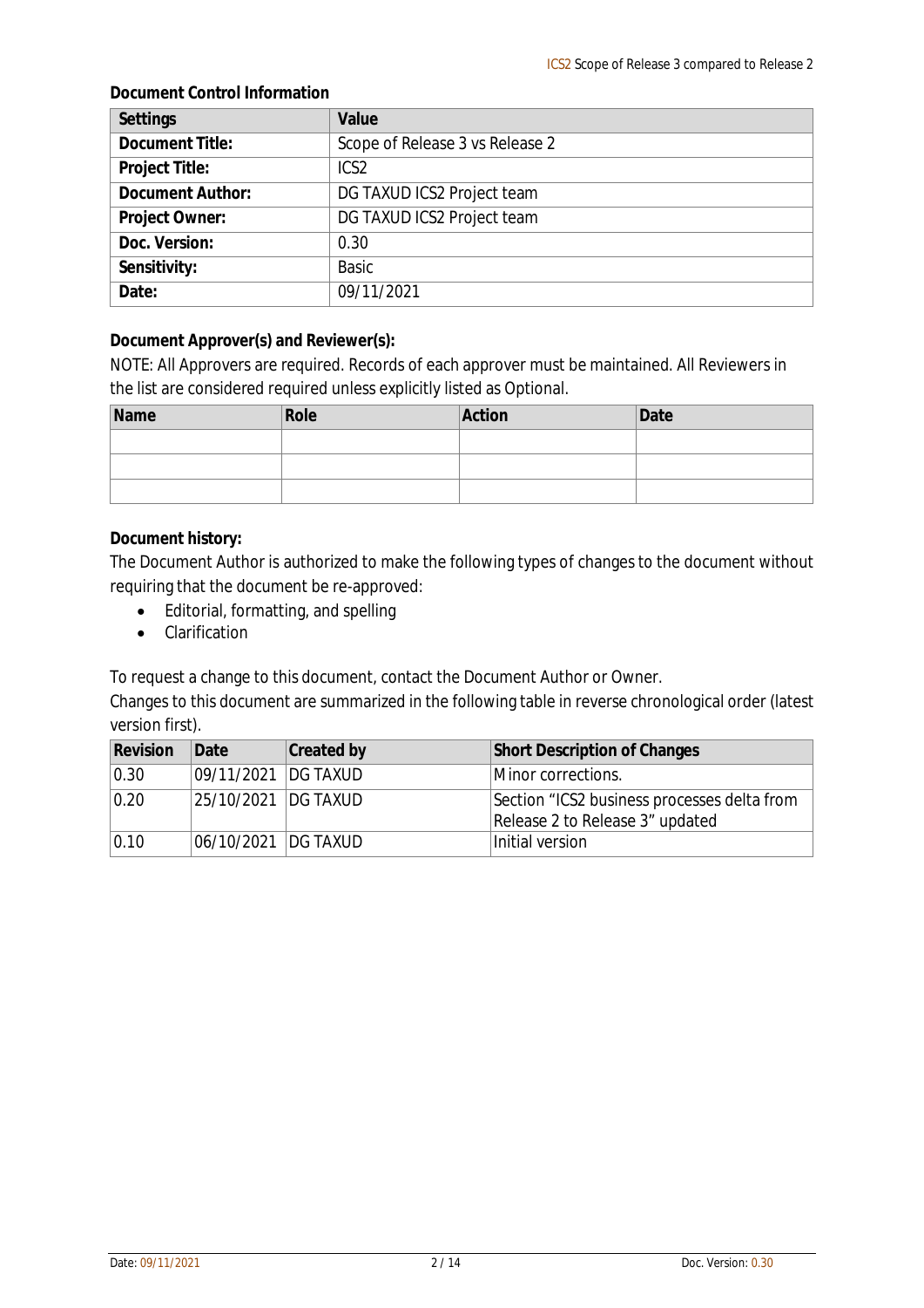**Document Control Information**

| Settings | Value |
|---|---|
| **Document Title:** | Scope of Release 3 vs Release 2 |
| **Project Title:** | ICS2 |
| **Document Author:** | DG TAXUD ICS2 Project team |
| **Project Owner:** | DG TAXUD ICS2 Project team |
| **Doc. Version:** | 0.30 |
| **Sensitivity:** | Basic |
| **Date:** | 09/11/2021 |

**Document Approver(s) and Reviewer(s):**

NOTE: All Approvers are required. Records of each approver must be maintained. All Reviewers in the list are considered required unless explicitly listed as Optional.

| Name | Role | Action | Date |
|---|---|---|---|
| | | | |
| | | | |
| | | | |

**Document history:**

The Document Author is authorized to make the following types of changes to the document without requiring that the document be re-approved:

- Editorial, formatting, and spelling
- Clarification

To request a change to this document, contact the Document Author or Owner.

Changes to this document are summarized in the following table in reverse chronological order (latest version first).

| Revision | Date | Created by | Short Description of Changes |
|---|---|---|---|
| 0.30 | 09/11/2021 | DG TAXUD | Minor corrections. |
| 0.20 | 25/10/2021 | DG TAXUD | Section "ICS2 business processes delta from Release 2 to Release 3" updated |
| 0.10 | 06/10/2021 | DG TAXUD | Initial version |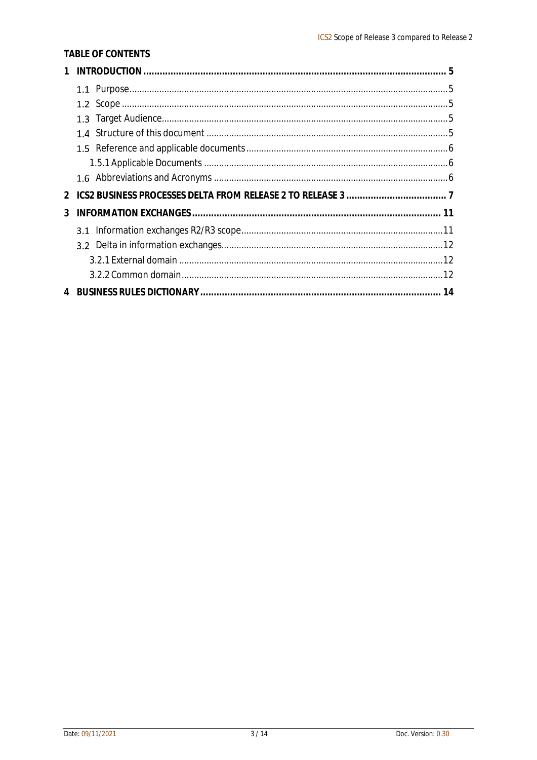**TABLE OF CONTENTS**

1 INTRODUCTION .......... 5
- 1.1 Purpose .......... 5
- 1.2 Scope .......... 5
- 1.3 Target Audience .......... 5
- 1.4 Structure of this document .......... 5
- 1.5 Reference and applicable documents .......... 6
  - 1.5.1 Applicable Documents .......... 6
- 1.6 Abbreviations and Acronyms .......... 6

2 ICS2 BUSINESS PROCESSES DELTA FROM RELEASE 2 TO RELEASE 3 .......... 7

3 INFORMATION EXCHANGES .......... 11
- 3.1 Information exchanges R2/R3 scope .......... 11
- 3.2 Delta in information exchanges .......... 12
  - 3.2.1 External domain .......... 12
  - 3.2.2 Common domain .......... 12

4 BUSINESS RULES DICTIONARY .......... 14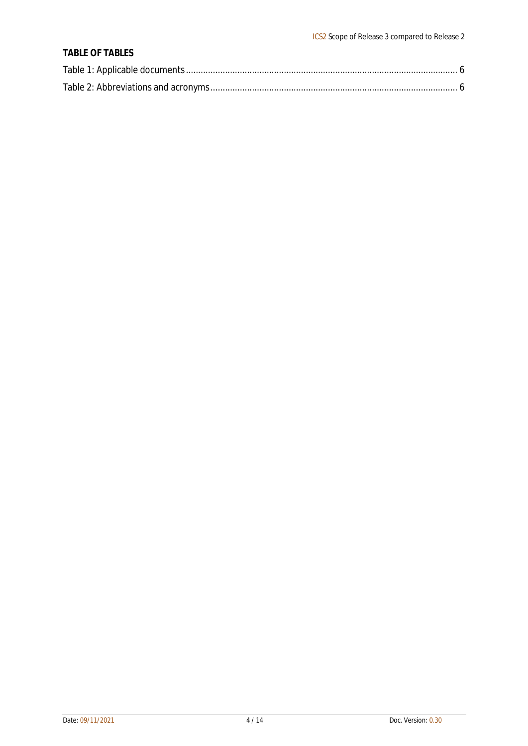**TABLE OF TABLES**

Table 1: Applicable documents ............................................................................................................ 6

Table 2: Abbreviations and acronyms ................................................................................................... 6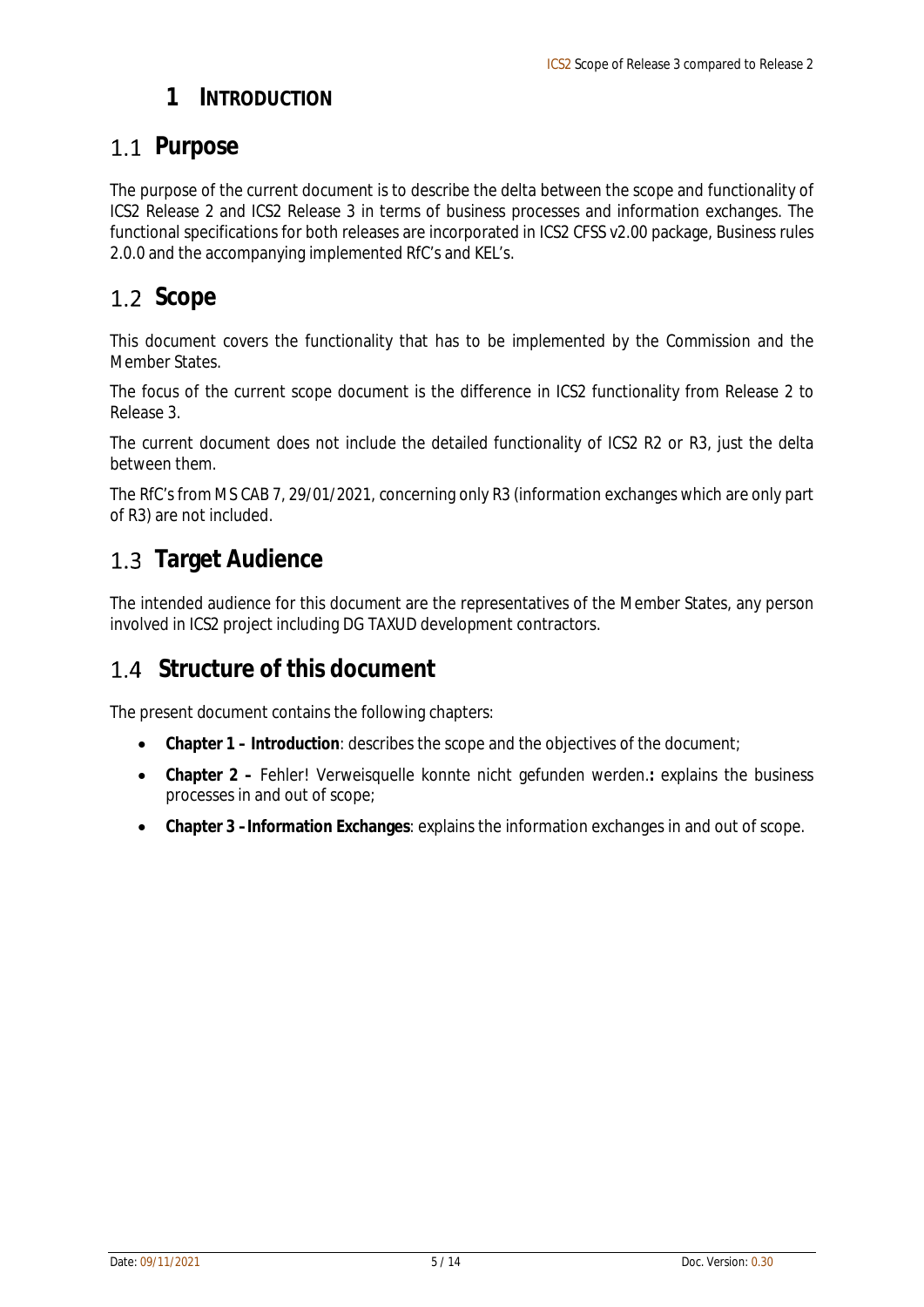# 1 INTRODUCTION

## 1.1 Purpose

The purpose of the current document is to describe the delta between the scope and functionality of ICS2 Release 2 and ICS2 Release 3 in terms of business processes and information exchanges. The functional specifications for both releases are incorporated in ICS2 CFSS v2.00 package, Business rules 2.0.0 and the accompanying implemented RfC's and KEL's.

## 1.2 Scope

This document covers the functionality that has to be implemented by the Commission and the Member States.

The focus of the current scope document is the difference in ICS2 functionality from Release 2 to Release 3.

The current document does not include the detailed functionality of ICS2 R2 or R3, just the delta between them.

The RfC's from MS CAB 7, 29/01/2021, concerning only R3 (information exchanges which are only part of R3) are not included.

## 1.3 Target Audience

The intended audience for this document are the representatives of the Member States, any person involved in ICS2 project including DG TAXUD development contractors.

## 1.4 Structure of this document

The present document contains the following chapters:

- **Chapter 1 – Introduction**: describes the scope and the objectives of the document;
- **Chapter 2 –** Fehler! Verweisquelle konnte nicht gefunden werden.**:** explains the business processes in and out of scope;
- **Chapter 3 – Information Exchanges**: explains the information exchanges in and out of scope.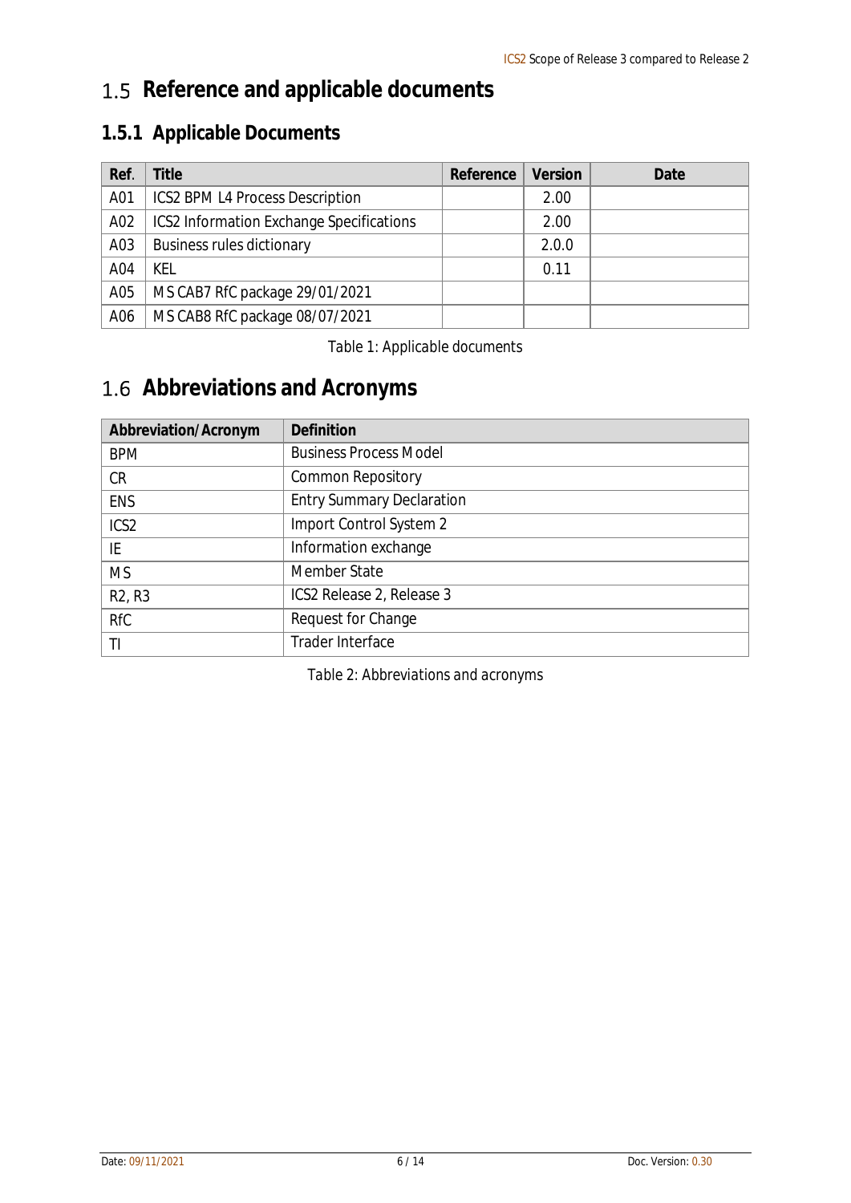## 1.5 Reference and applicable documents

### 1.5.1 Applicable Documents

| Ref. | Title | Reference | Version | Date |
|---|---|---|---|---|
| A01 | ICS2 BPM L4 Process Description | | 2.00 | |
| A02 | ICS2 Information Exchange Specifications | | 2.00 | |
| A03 | Business rules dictionary | | 2.0.0 | |
| A04 | KEL | | 0.11 | |
| A05 | MS CAB7 RfC package 29/01/2021 | | | |
| A06 | MS CAB8 RfC package 08/07/2021 | | | |

Table 1: Applicable documents

## 1.6 Abbreviations and Acronyms

| Abbreviation/Acronym | Definition |
|---|---|
| BPM | Business Process Model |
| CR | Common Repository |
| ENS | Entry Summary Declaration |
| ICS2 | Import Control System 2 |
| IE | Information exchange |
| MS | Member State |
| R2, R3 | ICS2 Release 2, Release 3 |
| RfC | Request for Change |
| TI | Trader Interface |

Table 2: Abbreviations and acronyms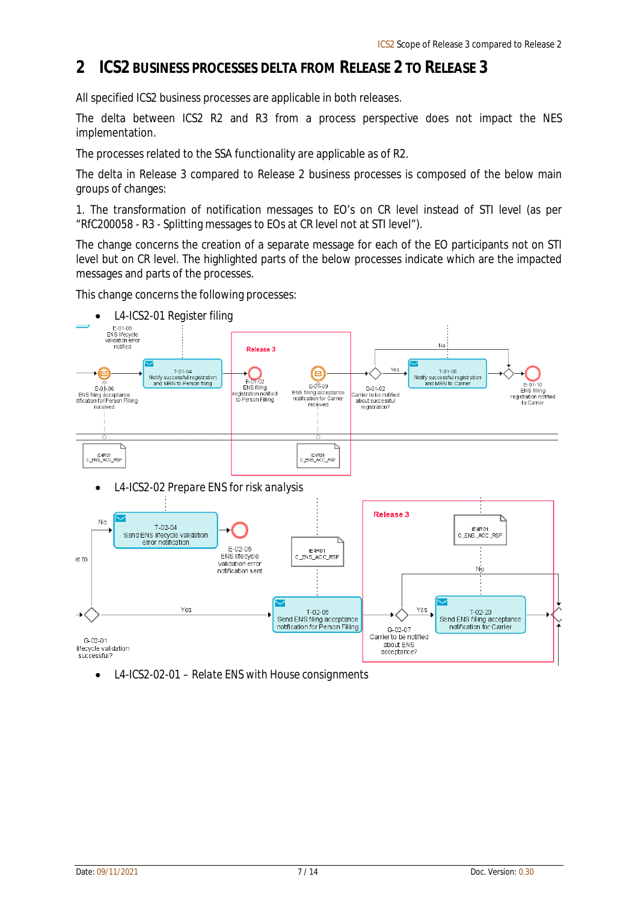## 2 ICS2 BUSINESS PROCESSES DELTA FROM RELEASE 2 TO RELEASE 3

All specified ICS2 business processes are applicable in both releases.

The delta between ICS2 R2 and R3 from a process perspective does not impact the NES implementation.

The processes related to the SSA functionality are applicable as of R2.

The delta in Release 3 compared to Release 2 business processes is composed of the below main groups of changes:

1. The transformation of notification messages to EO's on CR level instead of STI level (as per "RfC200058 - R3 - Splitting messages to EOs at CR level not at STI level").

The change concerns the creation of a separate message for each of the EO participants not on STI level but on CR level. The highlighted parts of the below processes indicate which are the impacted messages and parts of the processes.

This change concerns the following processes:

- L4-ICS2-01 Register filing

- L4-ICS2-02 Prepare ENS for risk analysis

- L4-ICS2-02-01 – Relate ENS with House consignments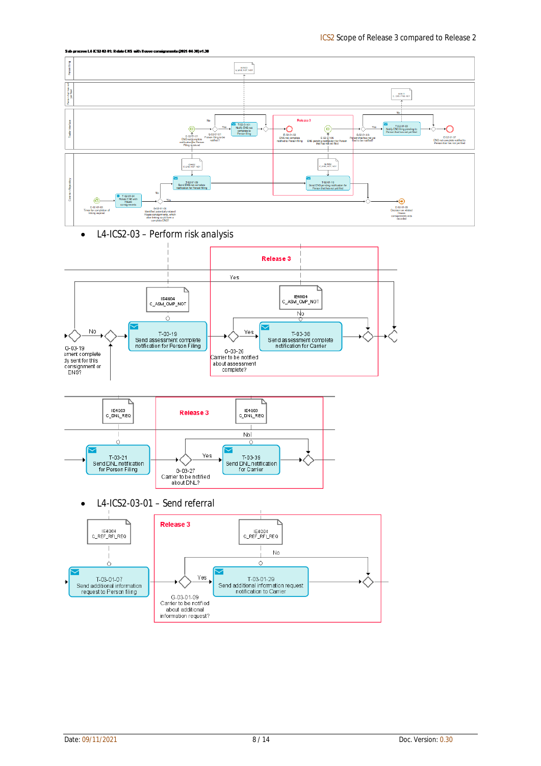Sub-process L4-ICS2-02-01: Relate ENS with House consignments (2021-04-30) v1.30

- L4-ICS2-03 – Perform risk analysis

- L4-ICS2-03-01 – Send referral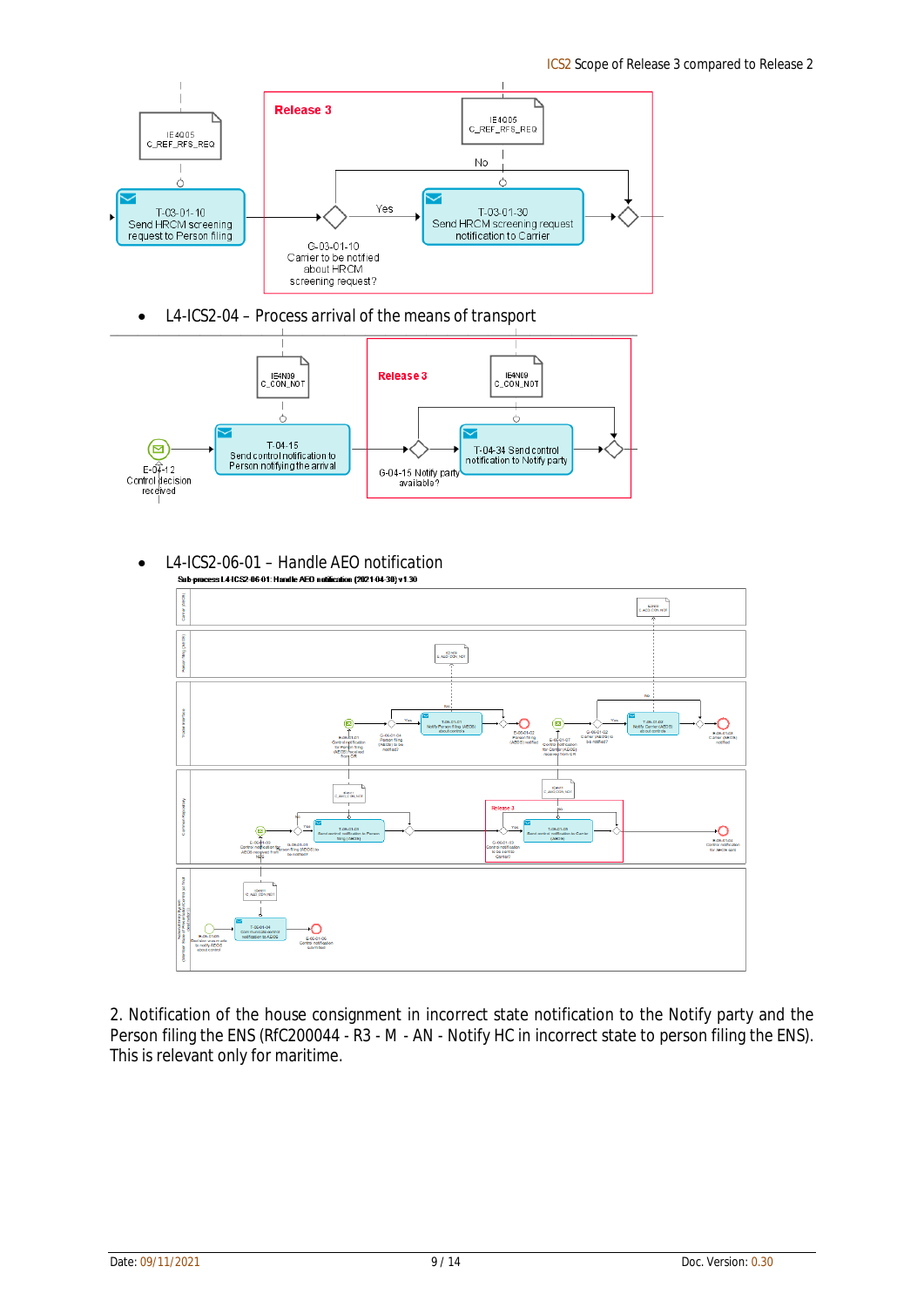- L4-ICS2-04 – Process arrival of the means of transport

- L4-ICS2-06-01 – Handle AEO notification

2. Notification of the house consignment in incorrect state notification to the Notify party and the Person filing the ENS (RfC200044 - R3 - M - AN - Notify HC in incorrect state to person filing the ENS). This is relevant only for maritime.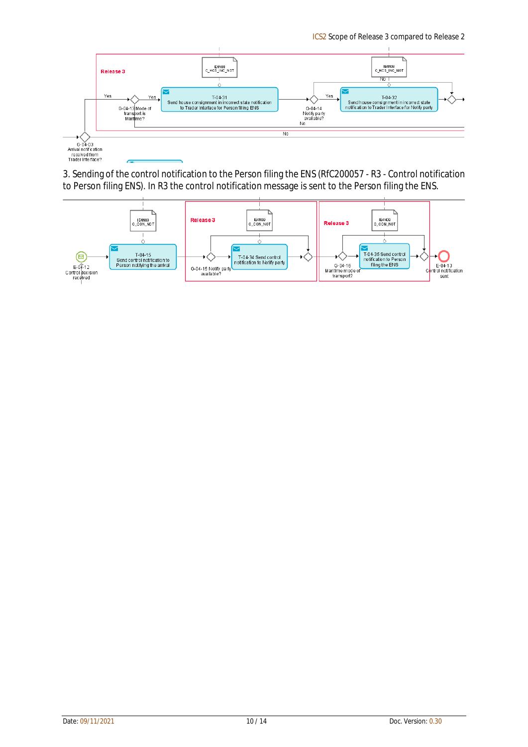3. Sending of the control notification to the Person filing the ENS (RfC200057 - R3 - Control notification to Person filing ENS). In R3 the control notification message is sent to the Person filing the ENS.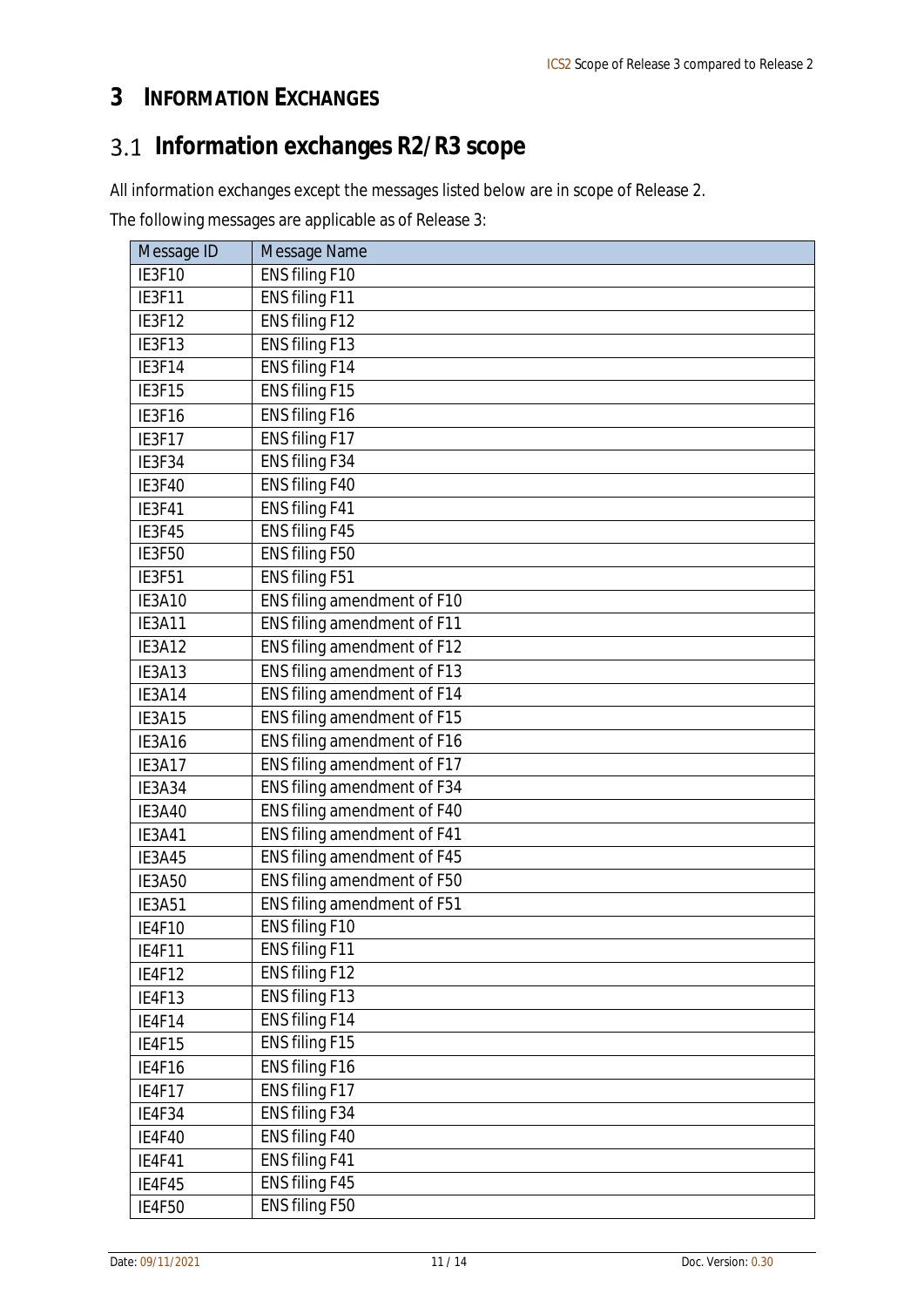# 3 INFORMATION EXCHANGES

## 3.1 Information exchanges R2/R3 scope

All information exchanges except the messages listed below are in scope of Release 2.

The following messages are applicable as of Release 3:

| Message ID | Message Name |
|---|---|
| IE3F10 | ENS filing F10 |
| IE3F11 | ENS filing F11 |
| IE3F12 | ENS filing F12 |
| IE3F13 | ENS filing F13 |
| IE3F14 | ENS filing F14 |
| IE3F15 | ENS filing F15 |
| IE3F16 | ENS filing F16 |
| IE3F17 | ENS filing F17 |
| IE3F34 | ENS filing F34 |
| IE3F40 | ENS filing F40 |
| IE3F41 | ENS filing F41 |
| IE3F45 | ENS filing F45 |
| IE3F50 | ENS filing F50 |
| IE3F51 | ENS filing F51 |
| IE3A10 | ENS filing amendment of F10 |
| IE3A11 | ENS filing amendment of F11 |
| IE3A12 | ENS filing amendment of F12 |
| IE3A13 | ENS filing amendment of F13 |
| IE3A14 | ENS filing amendment of F14 |
| IE3A15 | ENS filing amendment of F15 |
| IE3A16 | ENS filing amendment of F16 |
| IE3A17 | ENS filing amendment of F17 |
| IE3A34 | ENS filing amendment of F34 |
| IE3A40 | ENS filing amendment of F40 |
| IE3A41 | ENS filing amendment of F41 |
| IE3A45 | ENS filing amendment of F45 |
| IE3A50 | ENS filing amendment of F50 |
| IE3A51 | ENS filing amendment of F51 |
| IE4F10 | ENS filing F10 |
| IE4F11 | ENS filing F11 |
| IE4F12 | ENS filing F12 |
| IE4F13 | ENS filing F13 |
| IE4F14 | ENS filing F14 |
| IE4F15 | ENS filing F15 |
| IE4F16 | ENS filing F16 |
| IE4F17 | ENS filing F17 |
| IE4F34 | ENS filing F34 |
| IE4F40 | ENS filing F40 |
| IE4F41 | ENS filing F41 |
| IE4F45 | ENS filing F45 |
| IE4F50 | ENS filing F50 |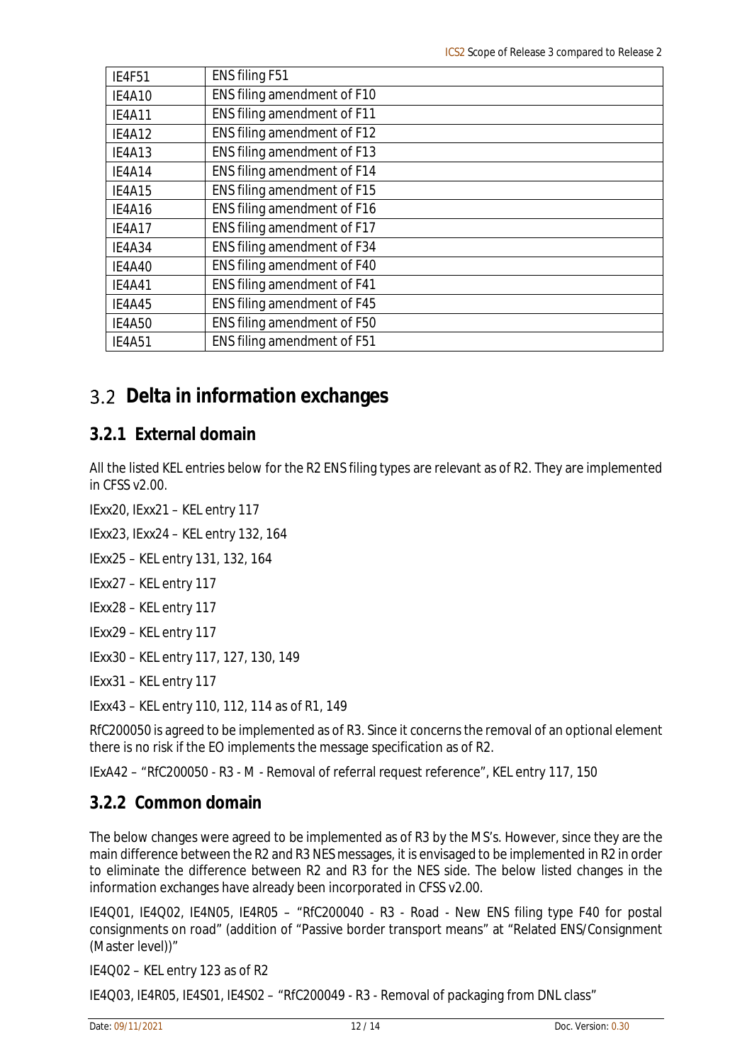| IE4F51 | ENS filing F51 |
|---|---|
| IE4A10 | ENS filing amendment of F10 |
| IE4A11 | ENS filing amendment of F11 |
| IE4A12 | ENS filing amendment of F12 |
| IE4A13 | ENS filing amendment of F13 |
| IE4A14 | ENS filing amendment of F14 |
| IE4A15 | ENS filing amendment of F15 |
| IE4A16 | ENS filing amendment of F16 |
| IE4A17 | ENS filing amendment of F17 |
| IE4A34 | ENS filing amendment of F34 |
| IE4A40 | ENS filing amendment of F40 |
| IE4A41 | ENS filing amendment of F41 |
| IE4A45 | ENS filing amendment of F45 |
| IE4A50 | ENS filing amendment of F50 |
| IE4A51 | ENS filing amendment of F51 |

## 3.2 Delta in information exchanges

### 3.2.1 External domain

All the listed KEL entries below for the R2 ENS filing types are relevant as of R2. They are implemented in CFSS v2.00.

IExx20, IExx21 – KEL entry 117

IExx23, IExx24 – KEL entry 132, 164

IExx25 – KEL entry 131, 132, 164

IExx27 – KEL entry 117

IExx28 – KEL entry 117

IExx29 – KEL entry 117

IExx30 – KEL entry 117, 127, 130, 149

IExx31 – KEL entry 117

IExx43 – KEL entry 110, 112, 114 as of R1, 149

RfC200050 is agreed to be implemented as of R3. Since it concerns the removal of an optional element there is no risk if the EO implements the message specification as of R2.

IExA42 – "RfC200050 - R3 - M - Removal of referral request reference", KEL entry 117, 150

### 3.2.2 Common domain

The below changes were agreed to be implemented as of R3 by the MS's. However, since they are the main difference between the R2 and R3 NES messages, it is envisaged to be implemented in R2 in order to eliminate the difference between R2 and R3 for the NES side. The below listed changes in the information exchanges have already been incorporated in CFSS v2.00.

IE4Q01, IE4Q02, IE4N05, IE4R05 – "RfC200040 - R3 - Road - New ENS filing type F40 for postal consignments on road" (addition of "Passive border transport means" at "Related ENS/Consignment (Master level))"

IE4Q02 – KEL entry 123 as of R2

IE4Q03, IE4R05, IE4S01, IE4S02 – "RfC200049 - R3 - Removal of packaging from DNL class"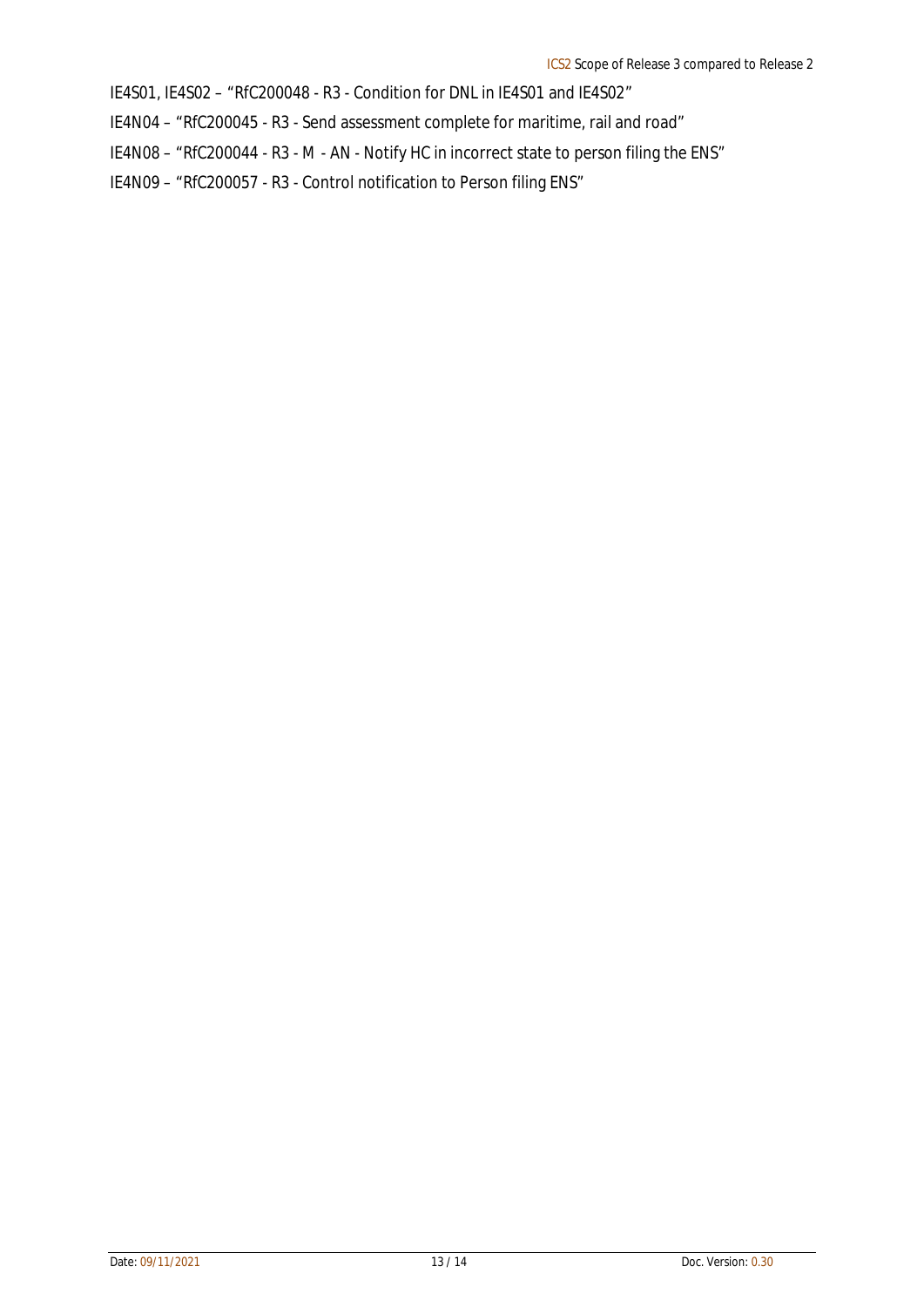IE4S01, IE4S02 – "RfC200048 - R3 - Condition for DNL in IE4S01 and IE4S02"

IE4N04 – "RfC200045 - R3 - Send assessment complete for maritime, rail and road"

IE4N08 – "RfC200044 - R3 - M  - AN - Notify HC in incorrect state to person filing the ENS"

IE4N09 – "RfC200057 - R3 - Control notification to Person filing ENS"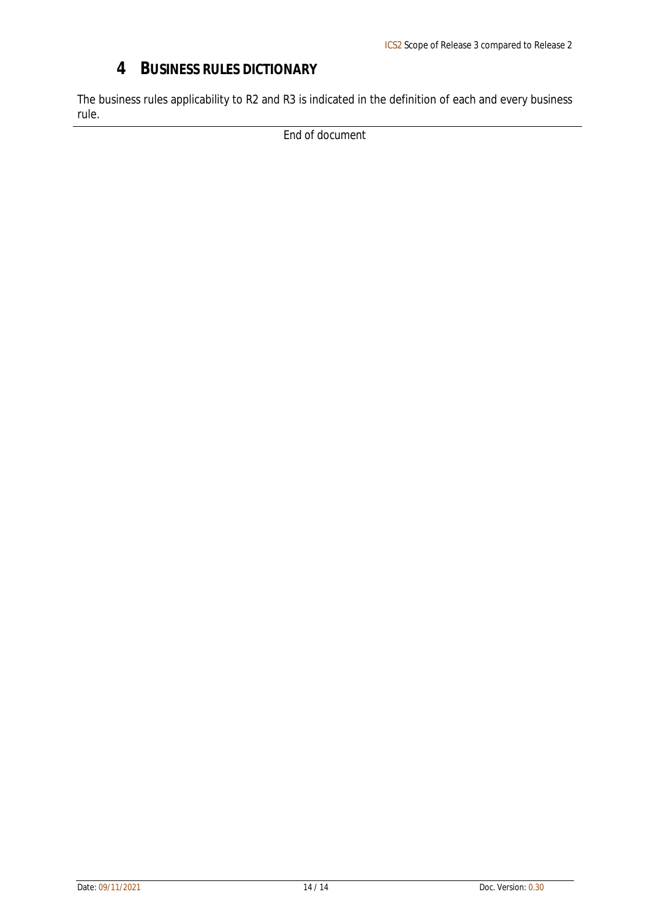# 4 BUSINESS RULES DICTIONARY

The business rules applicability to R2 and R3 is indicated in the definition of each and every business rule.

---

End of document